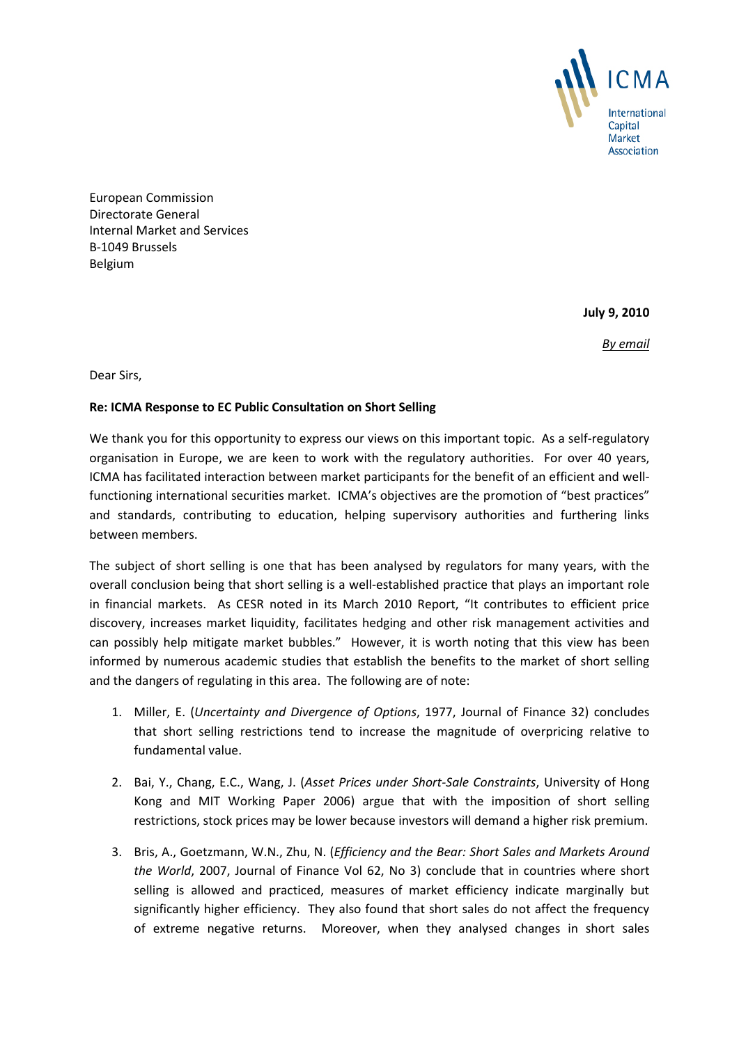ICMA International Capital Market Association

European Commission
Directorate General
Internal Market and Services
B-1049 Brussels
Belgium

**July 9, 2010**

*By email*

Dear Sirs,

**Re: ICMA Response to EC Public Consultation on Short Selling**

We thank you for this opportunity to express our views on this important topic. As a self-regulatory organisation in Europe, we are keen to work with the regulatory authorities. For over 40 years, ICMA has facilitated interaction between market participants for the benefit of an efficient and well-functioning international securities market. ICMA's objectives are the promotion of "best practices" and standards, contributing to education, helping supervisory authorities and furthering links between members.

The subject of short selling is one that has been analysed by regulators for many years, with the overall conclusion being that short selling is a well-established practice that plays an important role in financial markets. As CESR noted in its March 2010 Report, "It contributes to efficient price discovery, increases market liquidity, facilitates hedging and other risk management activities and can possibly help mitigate market bubbles." However, it is worth noting that this view has been informed by numerous academic studies that establish the benefits to the market of short selling and the dangers of regulating in this area. The following are of note:

1. Miller, E. (*Uncertainty and Divergence of Options*, 1977, Journal of Finance 32) concludes that short selling restrictions tend to increase the magnitude of overpricing relative to fundamental value.

2. Bai, Y., Chang, E.C., Wang, J. (*Asset Prices under Short-Sale Constraints*, University of Hong Kong and MIT Working Paper 2006) argue that with the imposition of short selling restrictions, stock prices may be lower because investors will demand a higher risk premium.

3. Bris, A., Goetzmann, W.N., Zhu, N. (*Efficiency and the Bear: Short Sales and Markets Around the World*, 2007, Journal of Finance Vol 62, No 3) conclude that in countries where short selling is allowed and practiced, measures of market efficiency indicate marginally but significantly higher efficiency. They also found that short sales do not affect the frequency of extreme negative returns. Moreover, when they analysed changes in short sales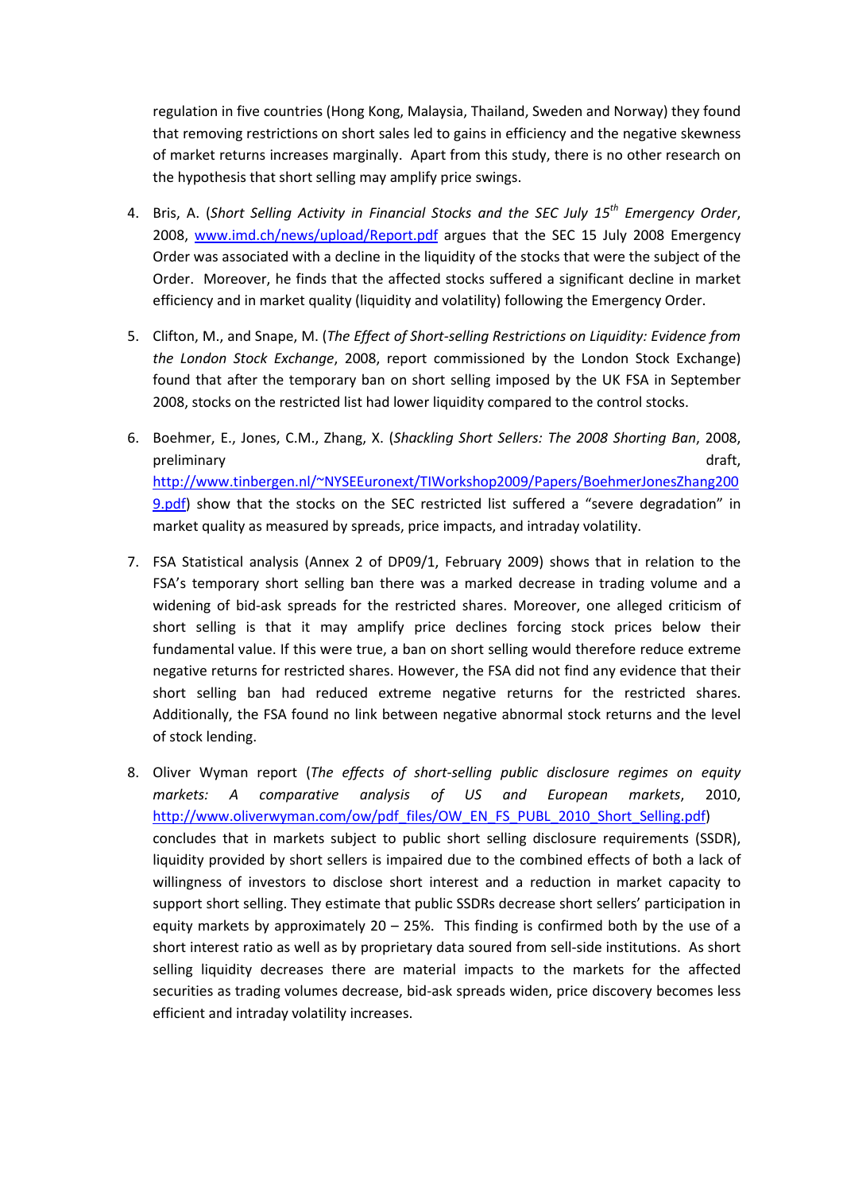regulation in five countries (Hong Kong, Malaysia, Thailand, Sweden and Norway) they found that removing restrictions on short sales led to gains in efficiency and the negative skewness of market returns increases marginally. Apart from this study, there is no other research on the hypothesis that short selling may amplify price swings.

4. Bris, A. (*Short Selling Activity in Financial Stocks and the SEC July 15th Emergency Order*, 2008, www.imd.ch/news/upload/Report.pdf argues that the SEC 15 July 2008 Emergency Order was associated with a decline in the liquidity of the stocks that were the subject of the Order. Moreover, he finds that the affected stocks suffered a significant decline in market efficiency and in market quality (liquidity and volatility) following the Emergency Order.

5. Clifton, M., and Snape, M. (*The Effect of Short-selling Restrictions on Liquidity: Evidence from the London Stock Exchange*, 2008, report commissioned by the London Stock Exchange) found that after the temporary ban on short selling imposed by the UK FSA in September 2008, stocks on the restricted list had lower liquidity compared to the control stocks.

6. Boehmer, E., Jones, C.M., Zhang, X. (*Shackling Short Sellers: The 2008 Shorting Ban*, 2008, preliminary draft, http://www.tinbergen.nl/~NYSEEuronext/TIWorkshop2009/Papers/BoehmerJonesZhang2009.pdf) show that the stocks on the SEC restricted list suffered a "severe degradation" in market quality as measured by spreads, price impacts, and intraday volatility.

7. FSA Statistical analysis (Annex 2 of DP09/1, February 2009) shows that in relation to the FSA's temporary short selling ban there was a marked decrease in trading volume and a widening of bid-ask spreads for the restricted shares. Moreover, one alleged criticism of short selling is that it may amplify price declines forcing stock prices below their fundamental value. If this were true, a ban on short selling would therefore reduce extreme negative returns for restricted shares. However, the FSA did not find any evidence that their short selling ban had reduced extreme negative returns for the restricted shares. Additionally, the FSA found no link between negative abnormal stock returns and the level of stock lending.

8. Oliver Wyman report (*The effects of short-selling public disclosure regimes on equity markets: A comparative analysis of US and European markets*, 2010, http://www.oliverwyman.com/ow/pdf_files/OW_EN_FS_PUBL_2010_Short_Selling.pdf) concludes that in markets subject to public short selling disclosure requirements (SSDR), liquidity provided by short sellers is impaired due to the combined effects of both a lack of willingness of investors to disclose short interest and a reduction in market capacity to support short selling. They estimate that public SSDRs decrease short sellers' participation in equity markets by approximately 20 – 25%. This finding is confirmed both by the use of a short interest ratio as well as by proprietary data soured from sell-side institutions. As short selling liquidity decreases there are material impacts to the markets for the affected securities as trading volumes decrease, bid-ask spreads widen, price discovery becomes less efficient and intraday volatility increases.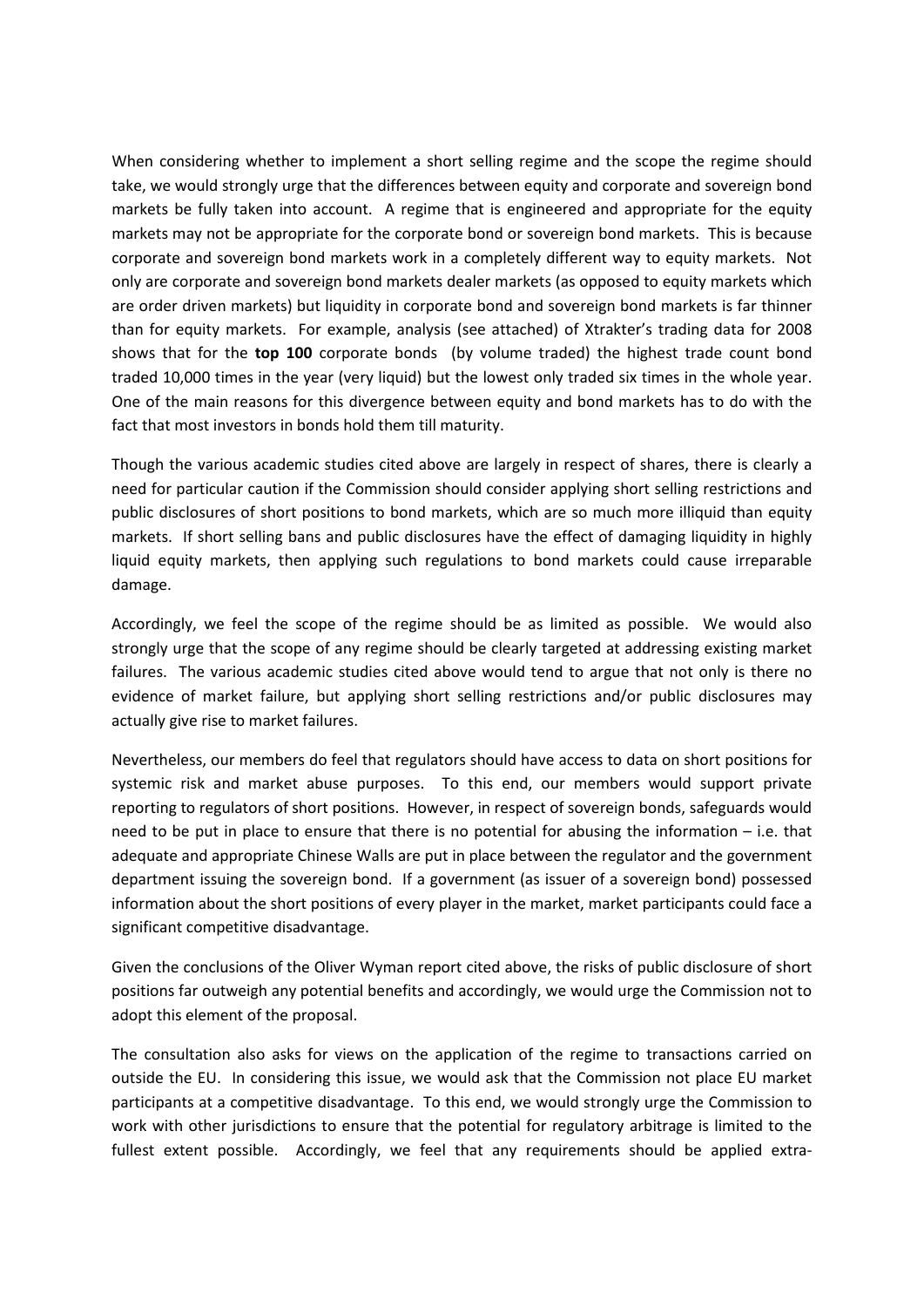When considering whether to implement a short selling regime and the scope the regime should take, we would strongly urge that the differences between equity and corporate and sovereign bond markets be fully taken into account. A regime that is engineered and appropriate for the equity markets may not be appropriate for the corporate bond or sovereign bond markets. This is because corporate and sovereign bond markets work in a completely different way to equity markets. Not only are corporate and sovereign bond markets dealer markets (as opposed to equity markets which are order driven markets) but liquidity in corporate bond and sovereign bond markets is far thinner than for equity markets. For example, analysis (see attached) of Xtrakter's trading data for 2008 shows that for the **top 100** corporate bonds (by volume traded) the highest trade count bond traded 10,000 times in the year (very liquid) but the lowest only traded six times in the whole year. One of the main reasons for this divergence between equity and bond markets has to do with the fact that most investors in bonds hold them till maturity.

Though the various academic studies cited above are largely in respect of shares, there is clearly a need for particular caution if the Commission should consider applying short selling restrictions and public disclosures of short positions to bond markets, which are so much more illiquid than equity markets. If short selling bans and public disclosures have the effect of damaging liquidity in highly liquid equity markets, then applying such regulations to bond markets could cause irreparable damage.

Accordingly, we feel the scope of the regime should be as limited as possible. We would also strongly urge that the scope of any regime should be clearly targeted at addressing existing market failures. The various academic studies cited above would tend to argue that not only is there no evidence of market failure, but applying short selling restrictions and/or public disclosures may actually give rise to market failures.

Nevertheless, our members do feel that regulators should have access to data on short positions for systemic risk and market abuse purposes. To this end, our members would support private reporting to regulators of short positions. However, in respect of sovereign bonds, safeguards would need to be put in place to ensure that there is no potential for abusing the information – i.e. that adequate and appropriate Chinese Walls are put in place between the regulator and the government department issuing the sovereign bond. If a government (as issuer of a sovereign bond) possessed information about the short positions of every player in the market, market participants could face a significant competitive disadvantage.

Given the conclusions of the Oliver Wyman report cited above, the risks of public disclosure of short positions far outweigh any potential benefits and accordingly, we would urge the Commission not to adopt this element of the proposal.

The consultation also asks for views on the application of the regime to transactions carried on outside the EU. In considering this issue, we would ask that the Commission not place EU market participants at a competitive disadvantage. To this end, we would strongly urge the Commission to work with other jurisdictions to ensure that the potential for regulatory arbitrage is limited to the fullest extent possible. Accordingly, we feel that any requirements should be applied extra-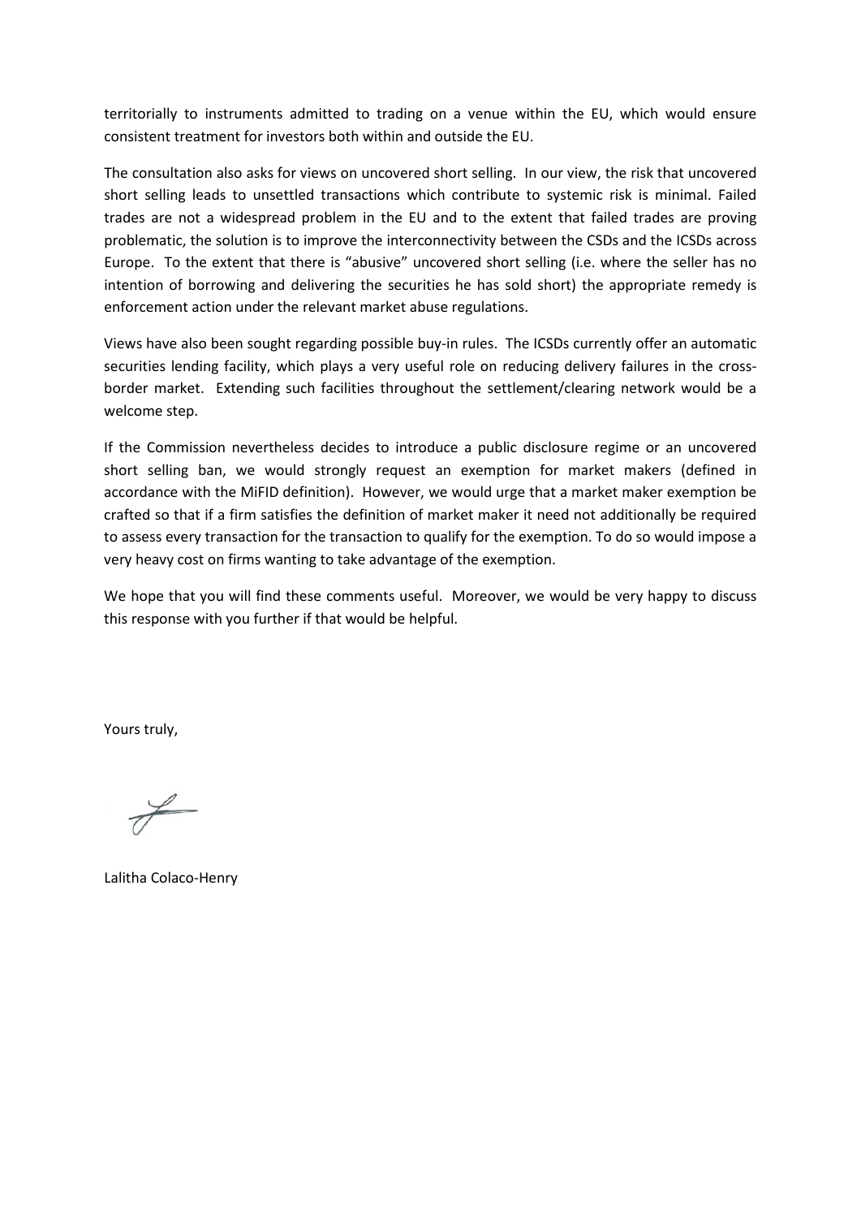territorially to instruments admitted to trading on a venue within the EU, which would ensure consistent treatment for investors both within and outside the EU.

The consultation also asks for views on uncovered short selling. In our view, the risk that uncovered short selling leads to unsettled transactions which contribute to systemic risk is minimal. Failed trades are not a widespread problem in the EU and to the extent that failed trades are proving problematic, the solution is to improve the interconnectivity between the CSDs and the ICSDs across Europe. To the extent that there is "abusive" uncovered short selling (i.e. where the seller has no intention of borrowing and delivering the securities he has sold short) the appropriate remedy is enforcement action under the relevant market abuse regulations.

Views have also been sought regarding possible buy-in rules. The ICSDs currently offer an automatic securities lending facility, which plays a very useful role on reducing delivery failures in the cross-border market. Extending such facilities throughout the settlement/clearing network would be a welcome step.

If the Commission nevertheless decides to introduce a public disclosure regime or an uncovered short selling ban, we would strongly request an exemption for market makers (defined in accordance with the MiFID definition). However, we would urge that a market maker exemption be crafted so that if a firm satisfies the definition of market maker it need not additionally be required to assess every transaction for the transaction to qualify for the exemption. To do so would impose a very heavy cost on firms wanting to take advantage of the exemption.

We hope that you will find these comments useful. Moreover, we would be very happy to discuss this response with you further if that would be helpful.

Yours truly,

Lalitha Colaco-Henry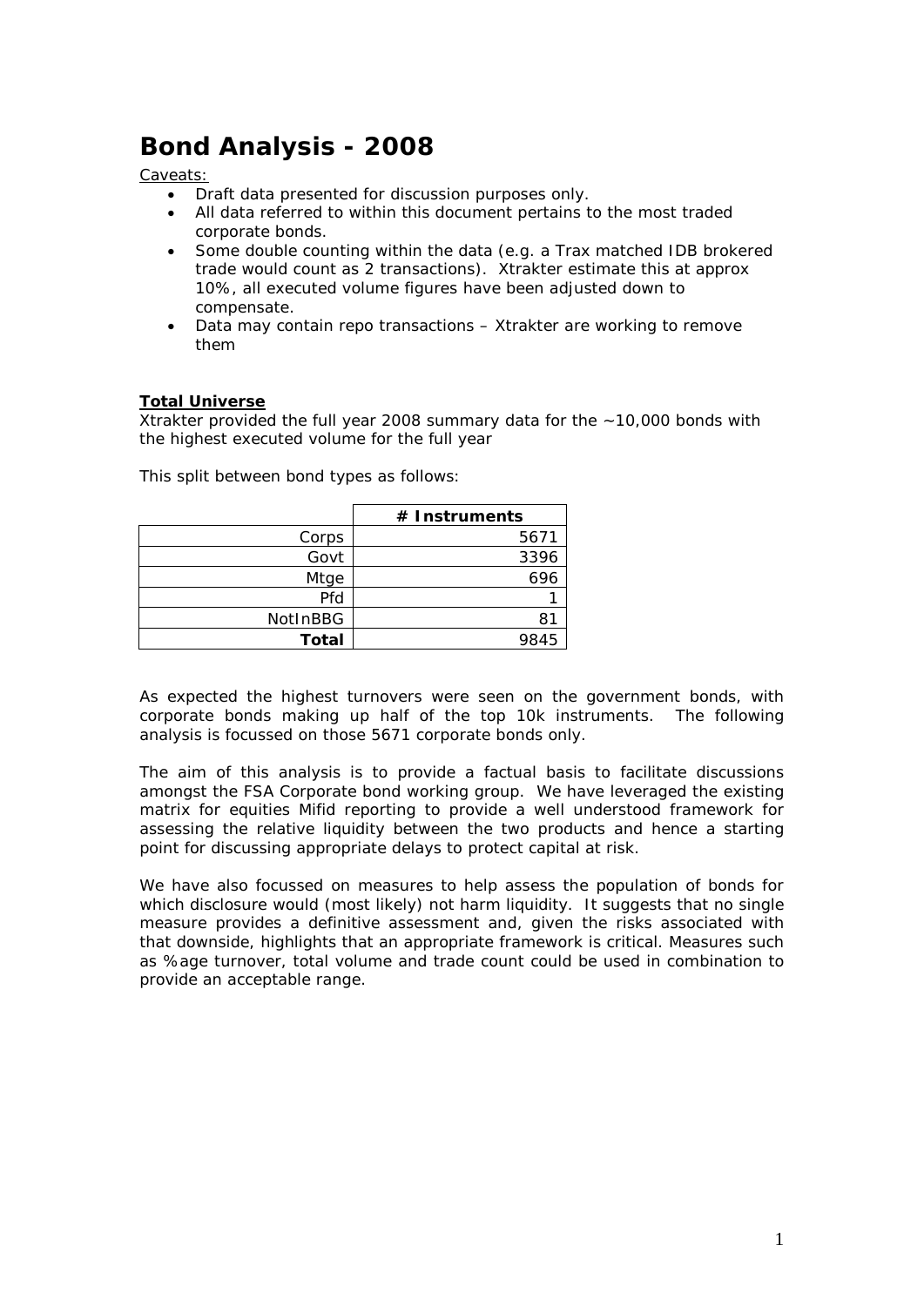# Bond Analysis - 2008

Caveats:

- Draft data presented for discussion purposes only.
- All data referred to within this document pertains to the most traded corporate bonds.
- Some double counting within the data (e.g. a Trax matched IDB brokered trade would count as 2 transactions). Xtrakter estimate this at approx 10%, all executed volume figures have been adjusted down to compensate.
- Data may contain repo transactions – Xtrakter are working to remove them

**Total Universe**

Xtrakter provided the full year 2008 summary data for the ~10,000 bonds with the highest executed volume for the full year

This split between bond types as follows:

| | # Instruments |
|---|---|
| Corps | 5671 |
| Govt | 3396 |
| Mtge | 696 |
| Pfd | 1 |
| NotInBBG | 81 |
| **Total** | 9845 |

As expected the highest turnovers were seen on the government bonds, with corporate bonds making up half of the top 10k instruments. The following analysis is focussed on those 5671 corporate bonds only.

The aim of this analysis is to provide a factual basis to facilitate discussions amongst the FSA Corporate bond working group. We have leveraged the existing matrix for equities Mifid reporting to provide a well understood framework for assessing the relative liquidity between the two products and hence a starting point for discussing appropriate delays to protect capital at risk.

We have also focussed on measures to help assess the population of bonds for which disclosure would (most likely) not harm liquidity. It suggests that no single measure provides a definitive assessment and, given the risks associated with that downside, highlights that an appropriate framework is critical. Measures such as %age turnover, total volume and trade count could be used in combination to provide an acceptable range.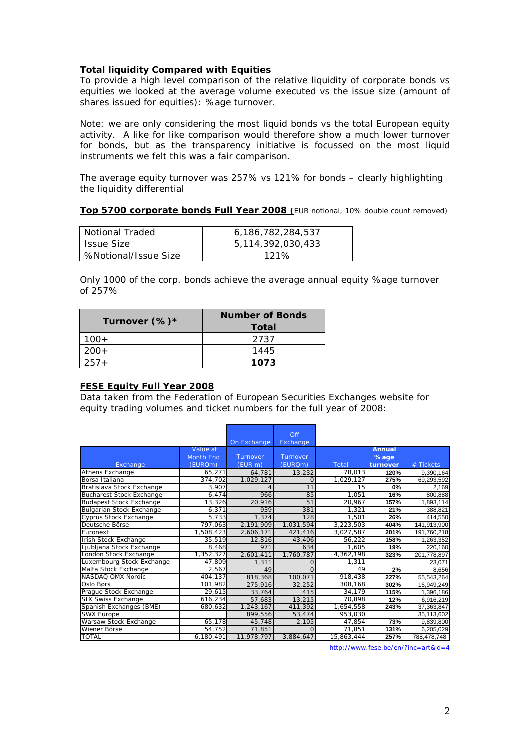## **Total liquidity Compared with Equities**

To provide a high level comparison of the relative liquidity of corporate bonds vs equities we looked at the average volume executed vs the issue size (amount of shares issued for equities): %age turnover.

Note: we are only considering the most liquid bonds vs the total European equity activity. A like for like comparison would therefore show a much lower turnover for bonds, but as the transparency initiative is focussed on the most liquid instruments we felt this was a fair comparison.

The average equity turnover was 257% vs 121% for bonds – clearly highlighting the liquidity differential

**Top 5700 corporate bonds Full Year 2008** (EUR notional, 10% double count removed)

| | |
|---|---|
| Notional Traded | 6,186,782,284,537 |
| Issue Size | 5,114,392,030,433 |
| %Notional/Issue Size | 121% |

Only 1000 of the corp. bonds achieve the average annual equity %age turnover of 257%

| Turnover (%)* | Number of Bonds |
|---|---|
| | **Total** |
| 100+ | 2737 |
| 200+ | 1445 |
| 257+ | **1073** |

**FESE Equity Full Year 2008**

Data taken from the Federation of European Securities Exchanges website for equity trading volumes and ticket numbers for the full year of 2008:

| | | On Exchange | Off Exchange | | | |
|---|---|---|---|---|---|---|
| Exchange | Value at Month End (EUROm) | Turnover (EUR m) | Turnover (EUROm) | Total | **Annual % age turnover** | # Tickets |
| Athens Exchange | 65,271 | 64,781 | 13,232 | 78,013 | **120%** | 9,390,164 |
| Borsa Italiana | 374,702 | 1,029,127 | 0 | 1,029,127 | **275%** | 69,293,592 |
| Bratislava Stock Exchange | 3,907 | 4 | 11 | 15 | **0%** | 2,169 |
| Bucharest Stock Exchange | 6,474 | 966 | 85 | 1,051 | **16%** | 800,888 |
| Budapest Stock Exchange | 13,326 | 20,916 | 51 | 20,967 | **157%** | 1,893,114 |
| Bulgarian Stock Exchange | 6,371 | 939 | 381 | 1,321 | **21%** | 388,821 |
| Cyprus Stock Exchange | 5,733 | 1,374 | 128 | 1,501 | **26%** | 414,550 |
| Deutsche Börse | 797,063 | 2,191,909 | 1,031,594 | 3,223,503 | **404%** | 141,913,900 |
| Euronext | 1,508,423 | 2,606,171 | 421,416 | 3,027,587 | **201%** | 191,760,218 |
| Irish Stock Exchange | 35,519 | 12,816 | 43,406 | 56,222 | **158%** | 1,263,352 |
| Ljubljana Stock Exchange | 8,468 | 971 | 634 | 1,605 | **19%** | 220,160 |
| London Stock Exchange | 1,352,327 | 2,601,411 | 1,760,787 | 4,362,198 | **323%** | 201,778,897 |
| Luxembourg Stock Exchange | 47,809 | 1,311 | 0 | 1,311 | | 23,071 |
| Malta Stock Exchange | 2,567 | 49 | 0 | 49 | **2%** | 8,656 |
| NASDAQ OMX Nordic | 404,137 | 818,368 | 100,071 | 918,438 | **227%** | 55,543,264 |
| Oslo Børs | 101,982 | 275,916 | 32,252 | 308,168 | **302%** | 16,949,249 |
| Prague Stock Exchange | 29,615 | 33,764 | 415 | 34,179 | **115%** | 1,396,186 |
| SIX Swiss Exchange | 616,234 | 57,683 | 13,215 | 70,898 | **12%** | 6,916,219 |
| Spanish Exchanges (BME) | 680,632 | 1,243,167 | 411,392 | 1,654,558 | **243%** | 37,363,847 |
| SWX Europe | | 899,556 | 53,474 | 953,030 | | 35,113,602 |
| Warsaw Stock Exchange | 65,178 | 45,748 | 2,105 | 47,854 | **73%** | 9,839,800 |
| Wiener Börse | 54,752 | 71,851 | 0 | 71,851 | **131%** | 6,205,029 |
| TOTAL | 6,180,491 | 11,978,797 | 3,884,647 | 15,863,444 | **257%** | 788,478,748 |

http://www.fese.be/en/?inc=art&id=4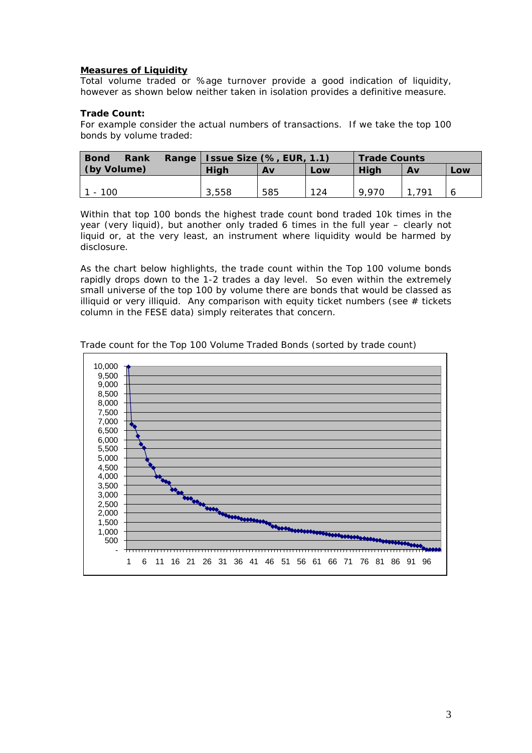**<u>Measures of Liquidity</u>**

Total volume traded or %age turnover provide a good indication of liquidity, however as shown below neither taken in isolation provides a definitive measure.

**Trade Count:**

For example consider the actual numbers of transactions. If we take the top 100 bonds by volume traded:

| Bond Rank Range (by Volume) | Issue Size (%, EUR, 1.1) | | | Trade Counts | | |
|---|---|---|---|---|---|---|
| | High | Av | Low | High | Av | Low |
| 1 - 100 | 3,558 | 585 | 124 | 9,970 | 1,791 | 6 |

Within that top 100 bonds the highest trade count bond traded 10k times in the year (very liquid), but another only traded 6 times in the full year – clearly not liquid or, at the very least, an instrument where liquidity would be harmed by disclosure.

As the chart below highlights, the trade count within the Top 100 volume bonds rapidly drops down to the 1-2 trades a day level. So even within the extremely small universe of the top 100 by volume there are bonds that would be classed as illiquid or very illiquid. Any comparison with equity ticket numbers (see # tickets column in the FESE data) simply reiterates that concern.

Trade count for the Top 100 Volume Traded Bonds (sorted by trade count)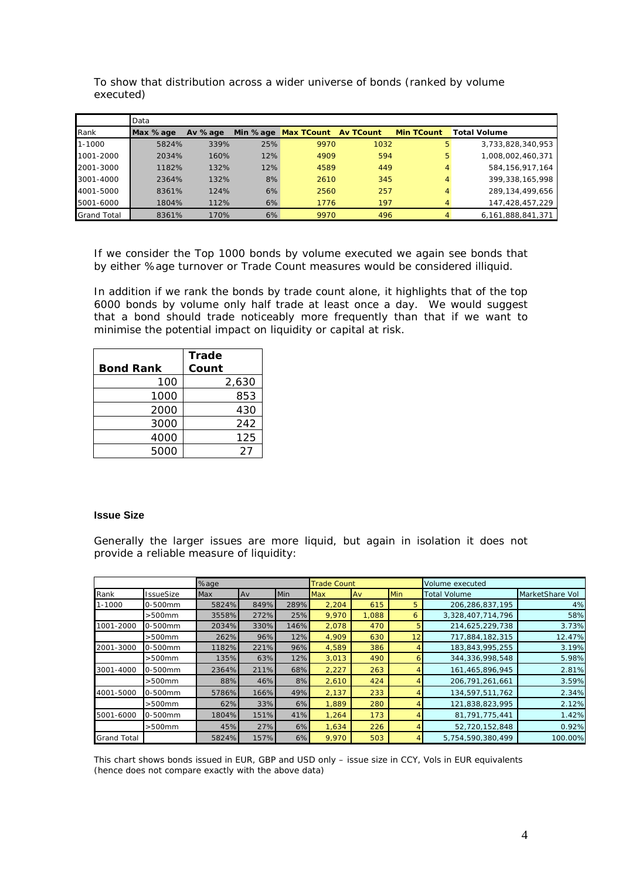To show that distribution across a wider universe of bonds (ranked by volume executed)

| | Data | | | | | | |
|---|---|---|---|---|---|---|---|
| Rank | Max %age | Av %age | Min %age | Max TCount | Av TCount | Min TCount | Total Volume |
| 1-1000 | 5824% | 339% | 25% | 9970 | 1032 | 5 | 3,733,828,340,953 |
| 1001-2000 | 2034% | 160% | 12% | 4909 | 594 | 5 | 1,008,002,460,371 |
| 2001-3000 | 1182% | 132% | 12% | 4589 | 449 | 4 | 584,156,917,164 |
| 3001-4000 | 2364% | 132% | 8% | 2610 | 345 | 4 | 399,338,165,998 |
| 4001-5000 | 8361% | 124% | 6% | 2560 | 257 | 4 | 289,134,499,656 |
| 5001-6000 | 1804% | 112% | 6% | 1776 | 197 | 4 | 147,428,457,229 |
| Grand Total | 8361% | 170% | 6% | 9970 | 496 | 4 | 6,161,888,841,371 |

If we consider the Top 1000 bonds by volume executed we again see bonds that by either %age turnover or Trade Count measures would be considered illiquid.

In addition if we rank the bonds by trade count alone, it highlights that of the top 6000 bonds by volume only half trade at least once a day. We would suggest that a bond should trade noticeably more frequently than that if we want to minimise the potential impact on liquidity or capital at risk.

| Bond Rank | Trade Count |
|---|---|
| 100 | 2,630 |
| 1000 | 853 |
| 2000 | 430 |
| 3000 | 242 |
| 4000 | 125 |
| 5000 | 27 |

#### Issue Size

Generally the larger issues are more liquid, but again in isolation it does not provide a reliable measure of liquidity:

| | | %age | | | Trade Count | | | Volume executed | |
|---|---|---|---|---|---|---|---|---|---|
| Rank | IssueSize | Max | Av | Min | Max | Av | Min | Total Volume | MarketShare Vol |
| 1-1000 | 0-500mm | 5824% | 849% | 289% | 2,204 | 615 | 5 | 206,286,837,195 | 4% |
| | >500mm | 3558% | 272% | 25% | 9,970 | 1,088 | 6 | 3,328,407,714,796 | 58% |
| 1001-2000 | 0-500mm | 2034% | 330% | 146% | 2,078 | 470 | 5 | 214,625,229,738 | 3.73% |
| | >500mm | 262% | 96% | 12% | 4,909 | 630 | 12 | 717,884,182,315 | 12.47% |
| 2001-3000 | 0-500mm | 1182% | 221% | 96% | 4,589 | 386 | 4 | 183,843,995,255 | 3.19% |
| | >500mm | 135% | 63% | 12% | 3,013 | 490 | 6 | 344,336,998,548 | 5.98% |
| 3001-4000 | 0-500mm | 2364% | 211% | 68% | 2,227 | 263 | 4 | 161,465,896,945 | 2.81% |
| | >500mm | 88% | 46% | 8% | 2,610 | 424 | 4 | 206,791,261,661 | 3.59% |
| 4001-5000 | 0-500mm | 5786% | 166% | 49% | 2,137 | 233 | 4 | 134,597,511,762 | 2.34% |
| | >500mm | 62% | 33% | 6% | 1,889 | 280 | 4 | 121,838,823,995 | 2.12% |
| 5001-6000 | 0-500mm | 1804% | 151% | 41% | 1,264 | 173 | 4 | 81,791,775,441 | 1.42% |
| | >500mm | 45% | 27% | 6% | 1,634 | 226 | 4 | 52,720,152,848 | 0.92% |
| Grand Total | | 5824% | 157% | 6% | 9,970 | 503 | 4 | 5,754,590,380,499 | 100.00% |

This chart shows bonds issued in EUR, GBP and USD only – issue size in CCY, Vols in EUR equivalents (hence does not compare exactly with the above data)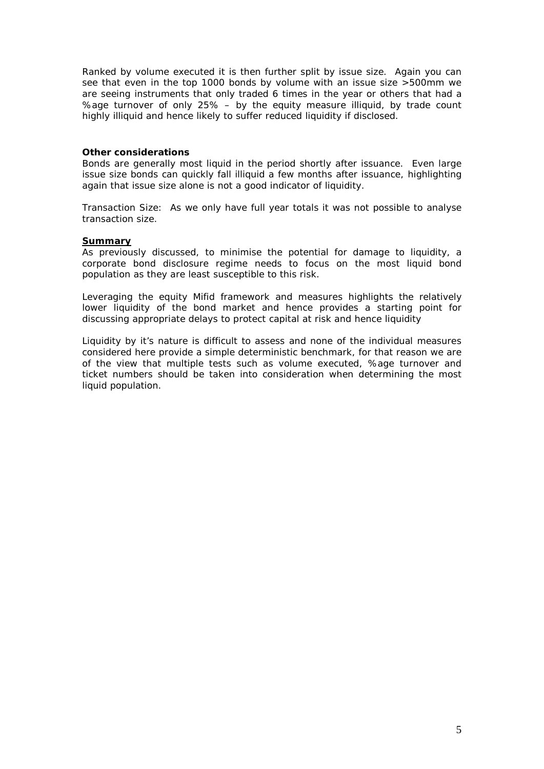Ranked by volume executed it is then further split by issue size. Again you can see that even in the top 1000 bonds by volume with an issue size >500mm we are seeing instruments that only traded 6 times in the year or others that had a %age turnover of only 25% – by the equity measure illiquid, by trade count highly illiquid and hence likely to suffer reduced liquidity if disclosed.

**Other considerations**

Bonds are generally most liquid in the period shortly after issuance. Even large issue size bonds can quickly fall illiquid a few months after issuance, highlighting again that issue size alone is not a good indicator of liquidity.

Transaction Size: As we only have full year totals it was not possible to analyse transaction size.

**Summary**

As previously discussed, to minimise the potential for damage to liquidity, a corporate bond disclosure regime needs to focus on the most liquid bond population as they are least susceptible to this risk.

Leveraging the equity Mifid framework and measures highlights the relatively lower liquidity of the bond market and hence provides a starting point for discussing appropriate delays to protect capital at risk and hence liquidity

Liquidity by it's nature is difficult to assess and none of the individual measures considered here provide a simple deterministic benchmark, for that reason we are of the view that multiple tests such as volume executed, %age turnover and ticket numbers should be taken into consideration when determining the most liquid population.